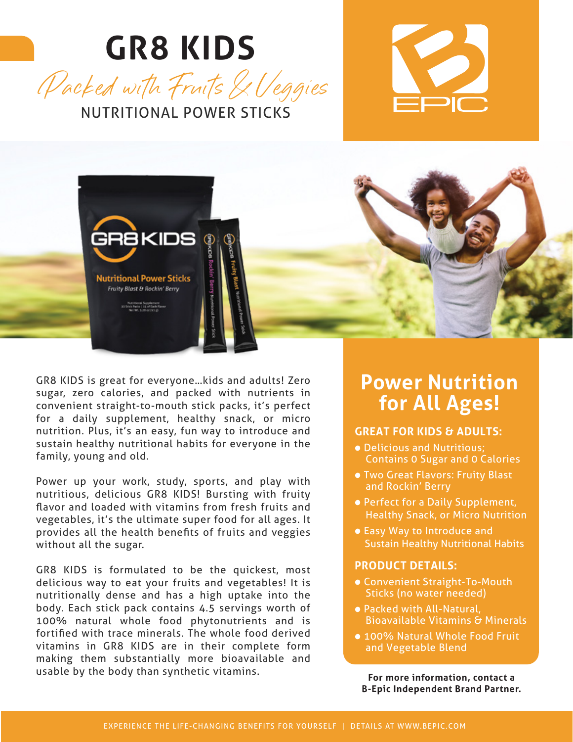# GR8 KIDS

*Packed with Fruits & Veggies*

NUTRITIONAL POWER STICKS

GR8 KIDS is great for everyone...kids and adults! Zero sugar, zero calories, and packed with nutrients in convenient straight-to-mouth stick packs, it's perfect for a daily supplement, healthy snack, or micro nutrition. Plus, it's an easy, fun way to introduce and sustain healthy nutritional habits for everyone in the family, young and old.

Power up your work, study, sports, and play with nutritious, delicious GR8 KIDS! Bursting with fruity flavor and loaded with vitamins from fresh fruits and vegetables, it's the ultimate super food for all ages. It provides all the health benefits of fruits and veggies without all the sugar.

GR8 KIDS is formulated to be the quickest, most delicious way to eat your fruits and vegetables! It is nutritionally dense and has a high uptake into the body. Each stick pack contains 4.5 servings worth of 100% natural whole food phytonutrients and is fortified with trace minerals. The whole food derived vitamins in GR8 KIDS are in their complete form making them substantially more bioavailable and usable by the body than synthetic vitamins.

## Power Nutrition for All Ages!

### GREAT FOR KIDS & ADULTS:

- Delicious and Nutritious; Contains 0 Sugar and 0 Calories
- Two Great Flavors: Fruity Blast and Rockin' Berry
- Perfect for a Daily Supplement, Healthy Snack, or Micro Nutrition
- Easy Way to Introduce and Sustain Healthy Nutritional Habits

### PRODUCT DETAILS:

- Convenient Straight-To-Mouth Sticks (no water needed)
- Packed with All-Natural, Bioavailable Vitamins & Minerals
- 100% Natural Whole Food Fruit and Vegetable Blend

**For more information, contact a B-Epic Independent Brand Partner.**

EXPERIENCE THE LIFE-CHANGING BENEFITS FOR YOURSELF | DETAILS AT WWW.BEPIC.COM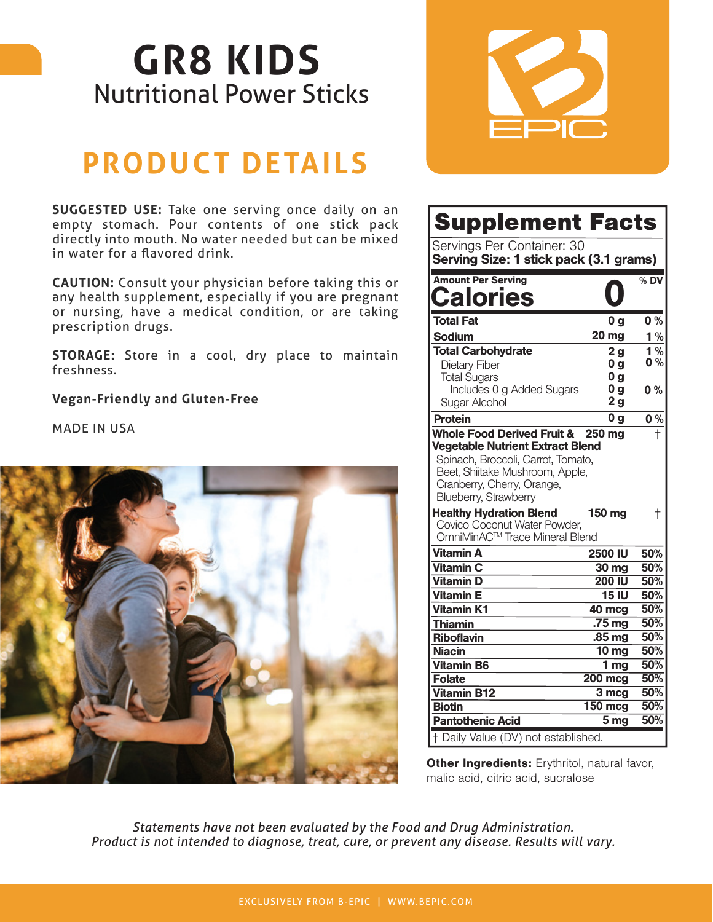# GR8 KIDS

## Nutritional Power Sticks

## PRODUCT DETAILS

**SUGGESTED USE:** Take one serving once daily on an empty stomach. Pour contents of one stick pack directly into mouth. No water needed but can be mixed in water for a flavored drink.

**CAUTION:** Consult your physician before taking this or any health supplement, especially if you are pregnant or nursing, have a medical condition, or are taking prescription drugs.

**STORAGE:** Store in a cool, dry place to maintain freshness.

**Vegan-Friendly and Gluten-Free**

MADE IN USA

## Supplement Facts

Servings Per Container: 30

**Serving Size: 1 stick pack (3.1 grams)**

| Amount Per Serving | | % DV |
|---|---|---|
| **Calories** | **0** | |
| **Total Fat** | 0 g | 0 % |
| **Sodium** | 20 mg | 1 % |
| **Total Carbohydrate** | 2 g | 1 % |
| Dietary Fiber | 0 g | 0 % |
| Total Sugars | 0 g | |
| Includes 0 g Added Sugars | 0 g | 0 % |
| Sugar Alcohol | 2 g | |
| **Protein** | 0 g | 0 % |
| **Whole Food Derived Fruit & Vegetable Nutrient Extract Blend** Spinach, Broccoli, Carrot, Tomato, Beet, Shiitake Mushroom, Apple, Cranberry, Cherry, Orange, Blueberry, Strawberry | 250 mg | † |
| **Healthy Hydration Blend** Covico Coconut Water Powder, OmniMinAC™ Trace Mineral Blend | 150 mg | † |
| **Vitamin A** | 2500 IU | 50% |
| **Vitamin C** | 30 mg | 50% |
| **Vitamin D** | 200 IU | 50% |
| **Vitamin E** | 15 IU | 50% |
| **Vitamin K1** | 40 mcg | 50% |
| **Thiamin** | .75 mg | 50% |
| **Riboflavin** | .85 mg | 50% |
| **Niacin** | 10 mg | 50% |
| **Vitamin B6** | 1 mg | 50% |
| **Folate** | 200 mcg | 50% |
| **Vitamin B12** | 3 mcg | 50% |
| **Biotin** | 150 mcg | 50% |
| **Pantothenic Acid** | 5 mg | 50% |

† Daily Value (DV) not established.

**Other Ingredients:** Erythritol, natural favor, malic acid, citric acid, sucralose

*Statements have not been evaluated by the Food and Drug Administration. Product is not intended to diagnose, treat, cure, or prevent any disease. Results will vary.*

EXCLUSIVELY FROM B-EPIC | WWW.BEPIC.COM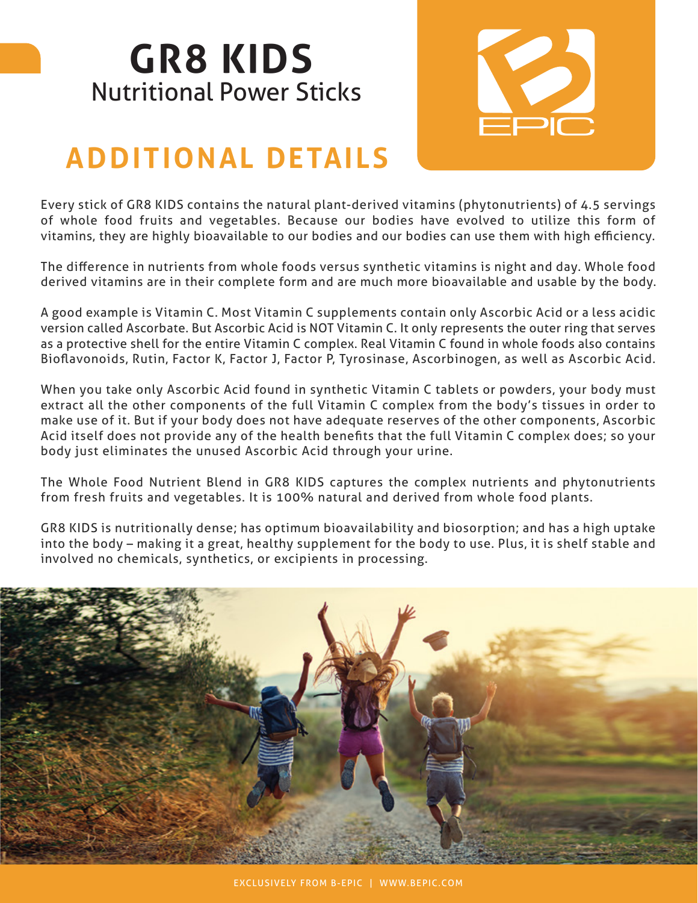# GR8 KIDS

Nutritional Power Sticks

## ADDITIONAL DETAILS

Every stick of GR8 KIDS contains the natural plant-derived vitamins (phytonutrients) of 4.5 servings of whole food fruits and vegetables. Because our bodies have evolved to utilize this form of vitamins, they are highly bioavailable to our bodies and our bodies can use them with high efficiency.

The difference in nutrients from whole foods versus synthetic vitamins is night and day. Whole food derived vitamins are in their complete form and are much more bioavailable and usable by the body.

A good example is Vitamin C. Most Vitamin C supplements contain only Ascorbic Acid or a less acidic version called Ascorbate. But Ascorbic Acid is NOT Vitamin C. It only represents the outer ring that serves as a protective shell for the entire Vitamin C complex. Real Vitamin C found in whole foods also contains Bioflavonoids, Rutin, Factor K, Factor J, Factor P, Tyrosinase, Ascorbinogen, as well as Ascorbic Acid.

When you take only Ascorbic Acid found in synthetic Vitamin C tablets or powders, your body must extract all the other components of the full Vitamin C complex from the body's tissues in order to make use of it. But if your body does not have adequate reserves of the other components, Ascorbic Acid itself does not provide any of the health benefits that the full Vitamin C complex does; so your body just eliminates the unused Ascorbic Acid through your urine.

The Whole Food Nutrient Blend in GR8 KIDS captures the complex nutrients and phytonutrients from fresh fruits and vegetables. It is 100% natural and derived from whole food plants.

GR8 KIDS is nutritionally dense; has optimum bioavailability and biosorption; and has a high uptake into the body – making it a great, healthy supplement for the body to use. Plus, it is shelf stable and involved no chemicals, synthetics, or excipients in processing.

EXCLUSIVELY FROM B-EPIC | WWW.BEPIC.COM